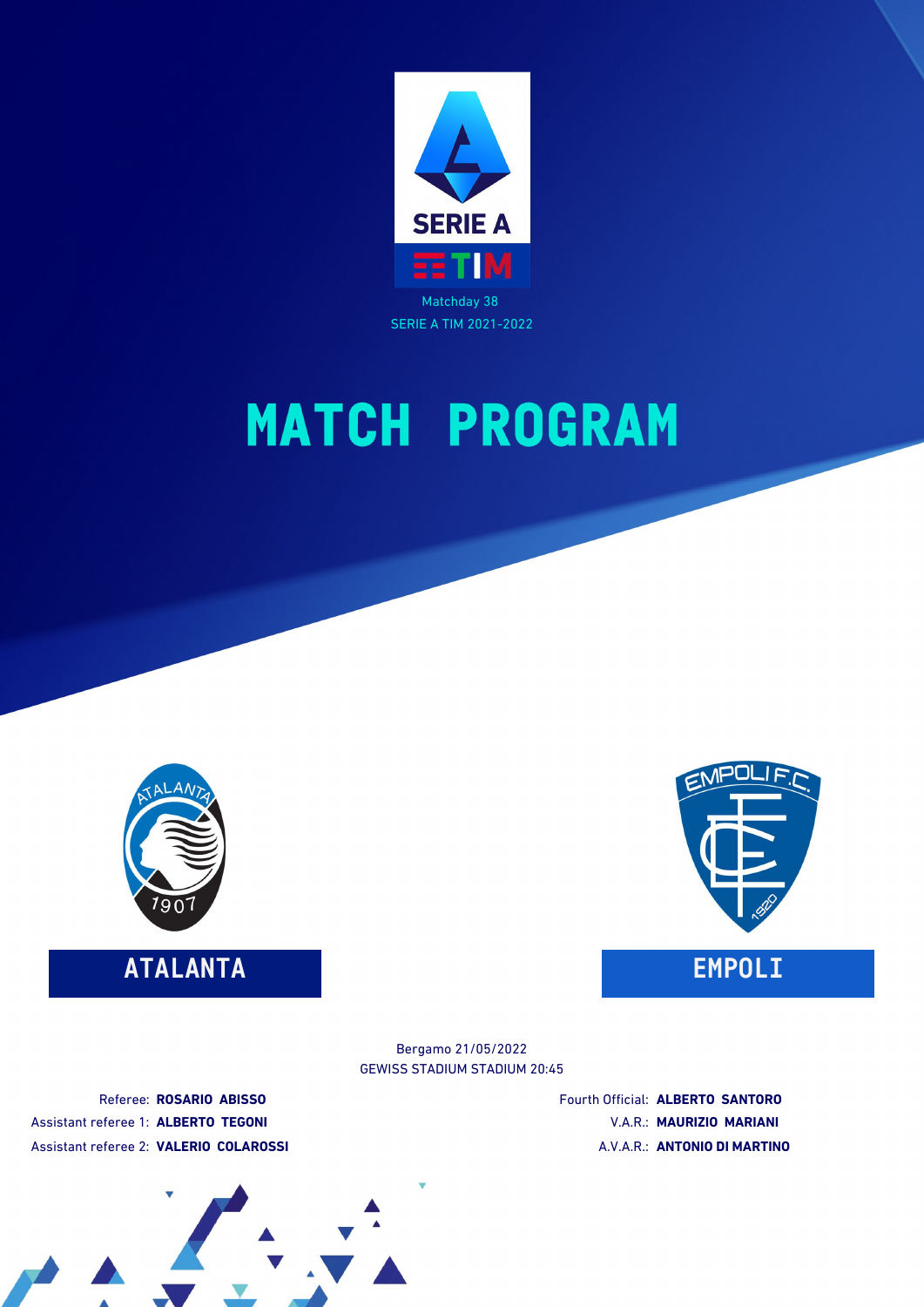SERIE A TIM

Matchday 38

SERIE A TIM 2021-2022

# MATCH PROGRAM

**ATALANTA**

**EMPOLI**

Bergamo 21/05/2022

GEWISS STADIUM STADIUM 20:45

Referee: **ROSARIO ABISSO**

Assistant referee 1: **ALBERTO TEGONI**

Assistant referee 2: **VALERIO COLAROSSI**

Fourth Official: **ALBERTO SANTORO**

V.A.R.: **MAURIZIO MARIANI**

A.V.A.R.: **ANTONIO DI MARTINO**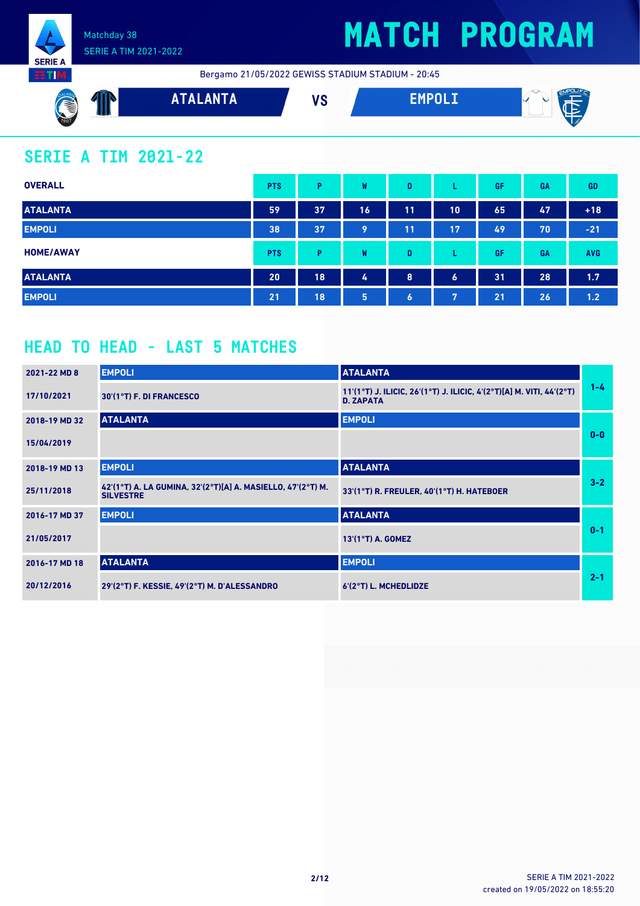Matchday 38
SERIE A TIM 2021-2022

# MATCH PROGRAM

Bergamo 21/05/2022 GEWISS STADIUM STADIUM - 20:45

**ATALANTA** VS **EMPOLI**

## SERIE A TIM 2021-22

| OVERALL | PTS | P | W | D | L | GF | GA | GD |
|---|---|---|---|---|---|---|---|---|
| ATALANTA | 59 | 37 | 16 | 11 | 10 | 65 | 47 | +18 |
| EMPOLI | 38 | 37 | 9 | 11 | 17 | 49 | 70 | -21 |

| HOME/AWAY | PTS | P | W | D | L | GF | GA | AVG |
|---|---|---|---|---|---|---|---|---|
| ATALANTA | 20 | 18 | 4 | 8 | 6 | 31 | 28 | 1.7 |
| EMPOLI | 21 | 18 | 5 | 6 | 7 | 21 | 26 | 1.2 |

## HEAD TO HEAD - LAST 5 MATCHES

| Match | Home | Away | Result |
|---|---|---|---|
| 2021-22 MD 8 | EMPOLI | ATALANTA | 1-4 |
| 17/10/2021 | 30'(1°T) F. DI FRANCESCO | 11'(1°T) J. ILICIC, 26'(1°T) J. ILICIC, 4'(2°T)[A] M. VITI, 44'(2°T) D. ZAPATA | |
| 2018-19 MD 32 | ATALANTA | EMPOLI | 0-0 |
| 15/04/2019 | | | |
| 2018-19 MD 13 | EMPOLI | ATALANTA | 3-2 |
| 25/11/2018 | 42'(1°T) A. LA GUMINA, 32'(2°T)[A] A. MASIELLO, 47'(2°T) M. SILVESTRE | 33'(1°T) R. FREULER, 40'(1°T) H. HATEBOER | |
| 2016-17 MD 37 | EMPOLI | ATALANTA | 0-1 |
| 21/05/2017 | | 13'(1°T) A. GOMEZ | |
| 2016-17 MD 18 | ATALANTA | EMPOLI | 2-1 |
| 20/12/2016 | 29'(2°T) F. KESSIE, 49'(2°T) M. D'ALESSANDRO | 6'(2°T) L. MCHEDLIDZE | |

SERIE A TIM 2021-2022
created on 19/05/2022 on 18:55:20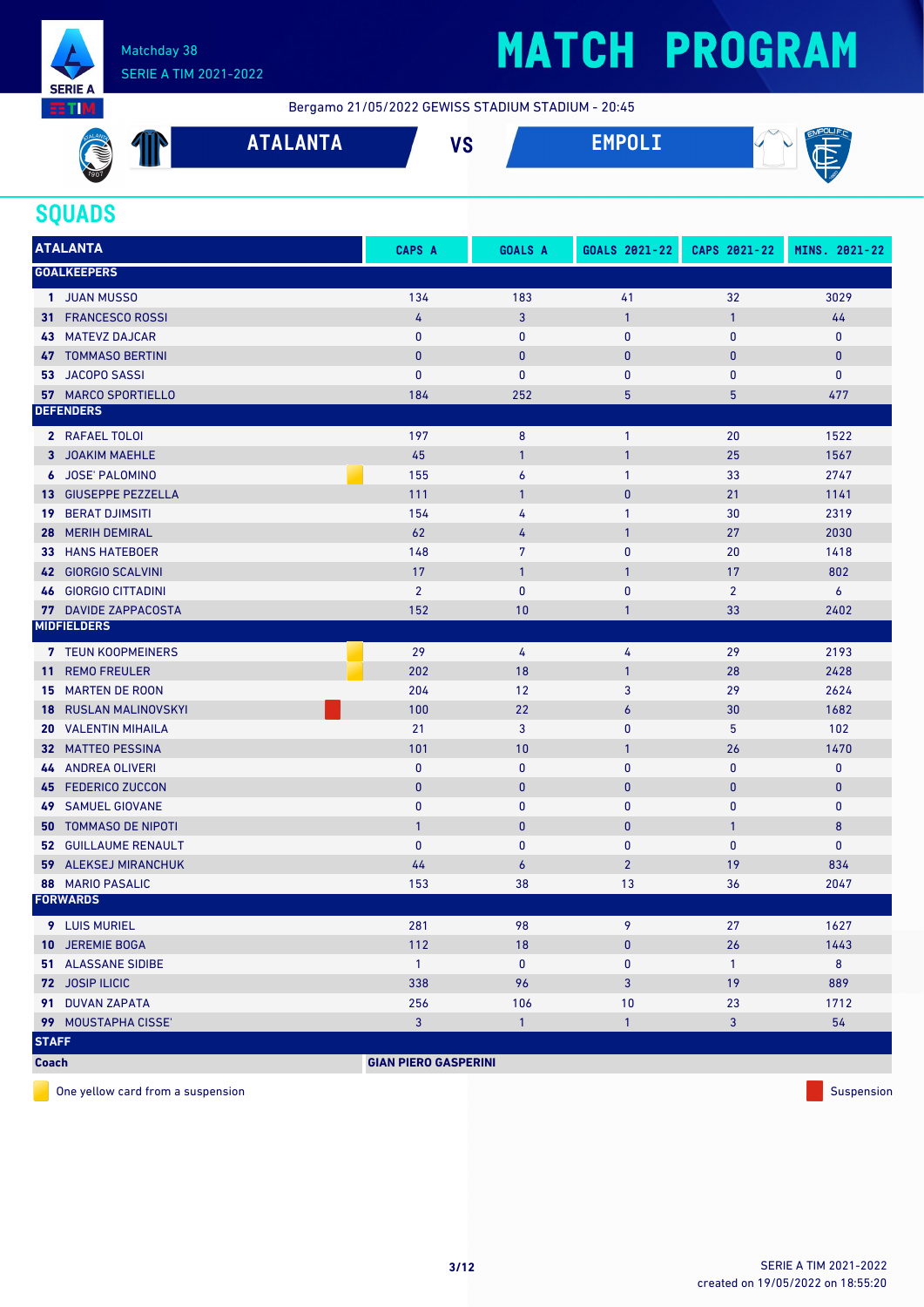Matchday 38
SERIE A TIM 2021-2022

# MATCH PROGRAM

Bergamo 21/05/2022 GEWISS STADIUM STADIUM - 20:45

**ATALANTA** VS **EMPOLI**

## SQUADS

| ATALANTA | | CAPS A | GOALS A | GOALS 2021-22 | CAPS 2021-22 | MINS. 2021-22 |
|---|---|---|---|---|---|---|
| **GOALKEEPERS** | | | | | | |
| 1 | JUAN MUSSO | 134 | 183 | 41 | 32 | 3029 |
| 31 | FRANCESCO ROSSI | 4 | 3 | 1 | 1 | 44 |
| 43 | MATEVZ DAJCAR | 0 | 0 | 0 | 0 | 0 |
| 47 | TOMMASO BERTINI | 0 | 0 | 0 | 0 | 0 |
| 53 | JACOPO SASSI | 0 | 0 | 0 | 0 | 0 |
| 57 | MARCO SPORTIELLO | 184 | 252 | 5 | 5 | 477 |
| **DEFENDERS** | | | | | | |
| 2 | RAFAEL TOLOI | 197 | 8 | 1 | 20 | 1522 |
| 3 | JOAKIM MAEHLE | 45 | 1 | 1 | 25 | 1567 |
| 6 | JOSE' PALOMINO (One yellow card from a suspension) | 155 | 6 | 1 | 33 | 2747 |
| 13 | GIUSEPPE PEZZELLA | 111 | 1 | 0 | 21 | 1141 |
| 19 | BERAT DJIMSITI | 154 | 4 | 1 | 30 | 2319 |
| 28 | MERIH DEMIRAL | 62 | 4 | 1 | 27 | 2030 |
| 33 | HANS HATEBOER | 148 | 7 | 0 | 20 | 1418 |
| 42 | GIORGIO SCALVINI | 17 | 1 | 1 | 17 | 802 |
| 46 | GIORGIO CITTADINI | 2 | 0 | 0 | 2 | 6 |
| 77 | DAVIDE ZAPPACOSTA | 152 | 10 | 1 | 33 | 2402 |
| **MIDFIELDERS** | | | | | | |
| 7 | TEUN KOOPMEINERS (One yellow card from a suspension) | 29 | 4 | 4 | 29 | 2193 |
| 11 | REMO FREULER (One yellow card from a suspension) | 202 | 18 | 1 | 28 | 2428 |
| 15 | MARTEN DE ROON | 204 | 12 | 3 | 29 | 2624 |
| 18 | RUSLAN MALINOVSKYI (Suspension) | 100 | 22 | 6 | 30 | 1682 |
| 20 | VALENTIN MIHAILA | 21 | 3 | 0 | 5 | 102 |
| 32 | MATTEO PESSINA | 101 | 10 | 1 | 26 | 1470 |
| 44 | ANDREA OLIVERI | 0 | 0 | 0 | 0 | 0 |
| 45 | FEDERICO ZUCCON | 0 | 0 | 0 | 0 | 0 |
| 49 | SAMUEL GIOVANE | 0 | 0 | 0 | 0 | 0 |
| 50 | TOMMASO DE NIPOTI | 1 | 0 | 0 | 1 | 8 |
| 52 | GUILLAUME RENAULT | 0 | 0 | 0 | 0 | 0 |
| 59 | ALEKSEJ MIRANCHUK | 44 | 6 | 2 | 19 | 834 |
| 88 | MARIO PASALIC | 153 | 38 | 13 | 36 | 2047 |
| **FORWARDS** | | | | | | |
| 9 | LUIS MURIEL | 281 | 98 | 9 | 27 | 1627 |
| 10 | JEREMIE BOGA | 112 | 18 | 0 | 26 | 1443 |
| 51 | ALASSANE SIDIBE | 1 | 0 | 0 | 1 | 8 |
| 72 | JOSIP ILICIC | 338 | 96 | 3 | 19 | 889 |
| 91 | DUVAN ZAPATA | 256 | 106 | 10 | 23 | 1712 |
| 99 | MOUSTAPHA CISSE' | 3 | 1 | 1 | 3 | 54 |
| **STAFF** | | | | | | |
| **Coach** | | **GIAN PIERO GASPERINI** | | | | |

One yellow card from a suspension — Suspension

SERIE A TIM 2021-2022
created on 19/05/2022 on 18:55:20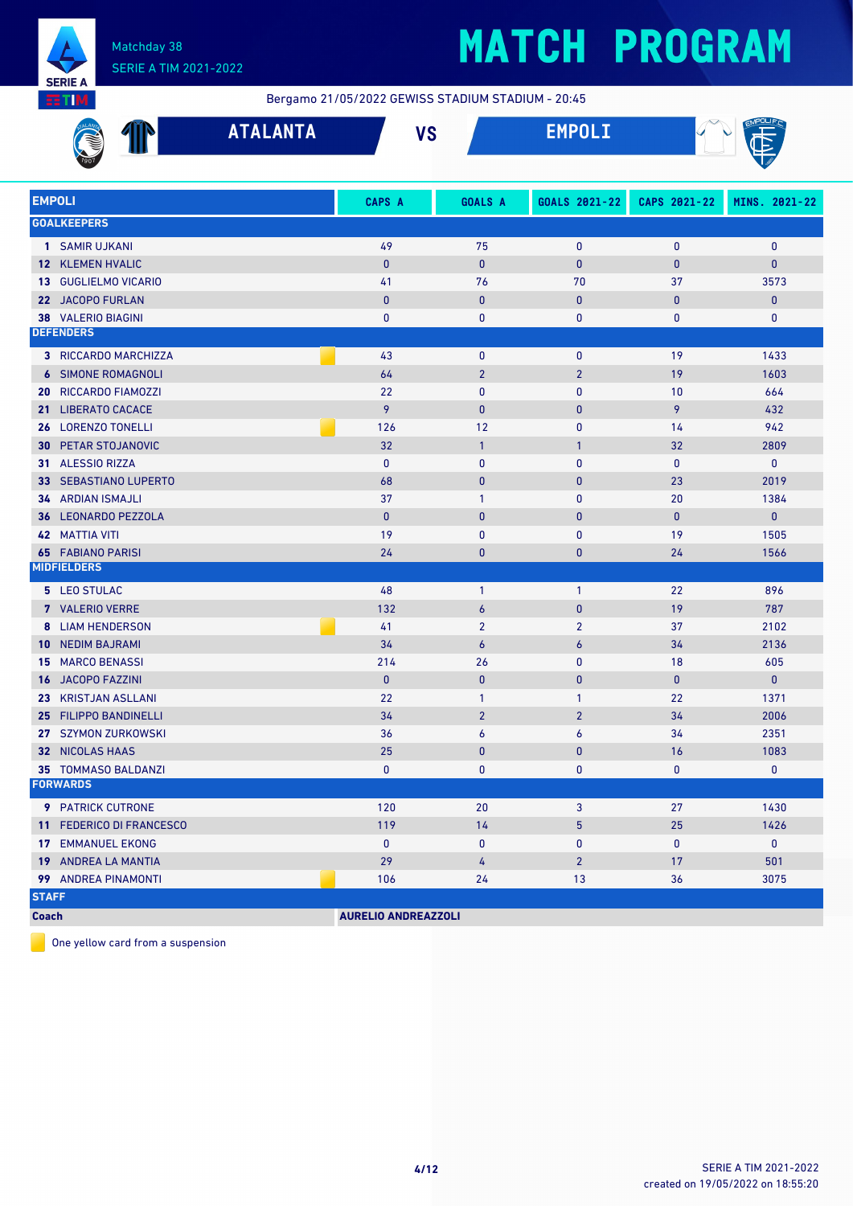Matchday 38
SERIE A TIM 2021-2022

# MATCH PROGRAM

Bergamo 21/05/2022 GEWISS STADIUM STADIUM - 20:45

## ATALANTA VS EMPOLI

| EMPOLI | CAPS A | GOALS A | GOALS 2021-22 | CAPS 2021-22 | MINS. 2021-22 |
|---|---|---|---|---|---|
| **GOALKEEPERS** | | | | | |
| 1 SAMIR UJKANI | 49 | 75 | 0 | 0 | 0 |
| 12 KLEMEN HVALIC | 0 | 0 | 0 | 0 | 0 |
| 13 GUGLIELMO VICARIO | 41 | 76 | 70 | 37 | 3573 |
| 22 JACOPO FURLAN | 0 | 0 | 0 | 0 | 0 |
| 38 VALERIO BIAGINI | 0 | 0 | 0 | 0 | 0 |
| **DEFENDERS** | | | | | |
| 3 RICCARDO MARCHIZZA 🟨 | 43 | 0 | 0 | 19 | 1433 |
| 6 SIMONE ROMAGNOLI | 64 | 2 | 2 | 19 | 1603 |
| 20 RICCARDO FIAMOZZI | 22 | 0 | 0 | 10 | 664 |
| 21 LIBERATO CACACE | 9 | 0 | 0 | 9 | 432 |
| 26 LORENZO TONELLI 🟨 | 126 | 12 | 0 | 14 | 942 |
| 30 PETAR STOJANOVIC | 32 | 1 | 1 | 32 | 2809 |
| 31 ALESSIO RIZZA | 0 | 0 | 0 | 0 | 0 |
| 33 SEBASTIANO LUPERTO | 68 | 0 | 0 | 23 | 2019 |
| 34 ARDIAN ISMAJLI | 37 | 1 | 0 | 20 | 1384 |
| 36 LEONARDO PEZZOLA | 0 | 0 | 0 | 0 | 0 |
| 42 MATTIA VITI | 19 | 0 | 0 | 19 | 1505 |
| 65 FABIANO PARISI | 24 | 0 | 0 | 24 | 1566 |
| **MIDFIELDERS** | | | | | |
| 5 LEO STULAC | 48 | 1 | 1 | 22 | 896 |
| 7 VALERIO VERRE | 132 | 6 | 0 | 19 | 787 |
| 8 LIAM HENDERSON 🟨 | 41 | 2 | 2 | 37 | 2102 |
| 10 NEDIM BAJRAMI | 34 | 6 | 6 | 34 | 2136 |
| 15 MARCO BENASSI | 214 | 26 | 0 | 18 | 605 |
| 16 JACOPO FAZZINI | 0 | 0 | 0 | 0 | 0 |
| 23 KRISTJAN ASLLANI | 22 | 1 | 1 | 22 | 1371 |
| 25 FILIPPO BANDINELLI | 34 | 2 | 2 | 34 | 2006 |
| 27 SZYMON ZURKOWSKI | 36 | 6 | 6 | 34 | 2351 |
| 32 NICOLAS HAAS | 25 | 0 | 0 | 16 | 1083 |
| 35 TOMMASO BALDANZI | 0 | 0 | 0 | 0 | 0 |
| **FORWARDS** | | | | | |
| 9 PATRICK CUTRONE | 120 | 20 | 3 | 27 | 1430 |
| 11 FEDERICO DI FRANCESCO | 119 | 14 | 5 | 25 | 1426 |
| 17 EMMANUEL EKONG | 0 | 0 | 0 | 0 | 0 |
| 19 ANDREA LA MANTIA | 29 | 4 | 2 | 17 | 501 |
| 99 ANDREA PINAMONTI 🟨 | 106 | 24 | 13 | 36 | 3075 |
| **STAFF** | | | | | |
| Coach | AURELIO ANDREAZZOLI | | | | |

🟨 One yellow card from a suspension

SERIE A TIM 2021-2022
created on 19/05/2022 on 18:55:20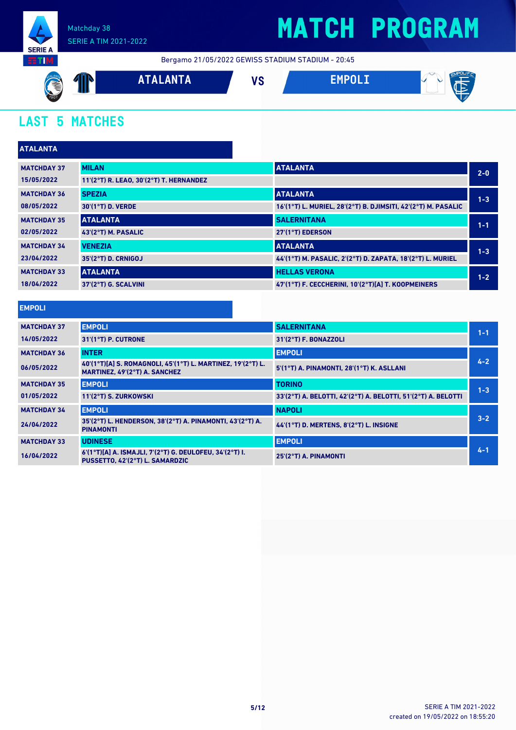# MATCH PROGRAM

Matchday 38
SERIE A TIM 2021-2022

Bergamo 21/05/2022 GEWISS STADIUM STADIUM - 20:45

**ATALANTA** VS **EMPOLI**

## LAST 5 MATCHES

### ATALANTA

| Matchday | Home | Away | Score |
|---|---|---|---|
| MATCHDAY 37 15/05/2022 | MILAN 11'(2°T) R. LEAO, 30'(2°T) T. HERNANDEZ | ATALANTA | 2-0 |
| MATCHDAY 36 08/05/2022 | SPEZIA 30'(1°T) D. VERDE | ATALANTA 16'(1°T) L. MURIEL, 28'(2°T) B. DJIMSITI, 42'(2°T) M. PASALIC | 1-3 |
| MATCHDAY 35 02/05/2022 | ATALANTA 43'(2°T) M. PASALIC | SALERNITANA 27'(1°T) EDERSON | 1-1 |
| MATCHDAY 34 23/04/2022 | VENEZIA 35'(2°T) D. CRNIGOJ | ATALANTA 44'(1°T) M. PASALIC, 2'(2°T) D. ZAPATA, 18'(2°T) L. MURIEL | 1-3 |
| MATCHDAY 33 18/04/2022 | ATALANTA 37'(2°T) G. SCALVINI | HELLAS VERONA 47'(1°T) F. CECCHERINI, 10'(2°T)[A] T. KOOPMEINERS | 1-2 |

### EMPOLI

| Matchday | Home | Away | Score |
|---|---|---|---|
| MATCHDAY 37 14/05/2022 | EMPOLI 31'(1°T) P. CUTRONE | SALERNITANA 31'(2°T) F. BONAZZOLI | 1-1 |
| MATCHDAY 36 06/05/2022 | INTER 40'(1°T)[A] S. ROMAGNOLI, 45'(1°T) L. MARTINEZ, 19'(2°T) L. MARTINEZ, 49'(2°T) A. SANCHEZ | EMPOLI 5'(1°T) A. PINAMONTI, 28'(1°T) K. ASLLANI | 4-2 |
| MATCHDAY 35 01/05/2022 | EMPOLI 11'(2°T) S. ZURKOWSKI | TORINO 33'(2°T) A. BELOTTI, 42'(2°T) A. BELOTTI, 51'(2°T) A. BELOTTI | 1-3 |
| MATCHDAY 34 24/04/2022 | EMPOLI 35'(2°T) L. HENDERSON, 38'(2°T) A. PINAMONTI, 43'(2°T) A. PINAMONTI | NAPOLI 44'(1°T) D. MERTENS, 8'(2°T) L. INSIGNE | 3-2 |
| MATCHDAY 33 16/04/2022 | UDINESE 6'(1°T)[A] A. ISMAJLI, 7'(2°T) G. DEULOFEU, 34'(2°T) I. PUSSETTO, 42'(2°T) L. SAMARDZIC | EMPOLI 25'(2°T) A. PINAMONTI | 4-1 |

SERIE A TIM 2021-2022
created on 19/05/2022 on 18:55:20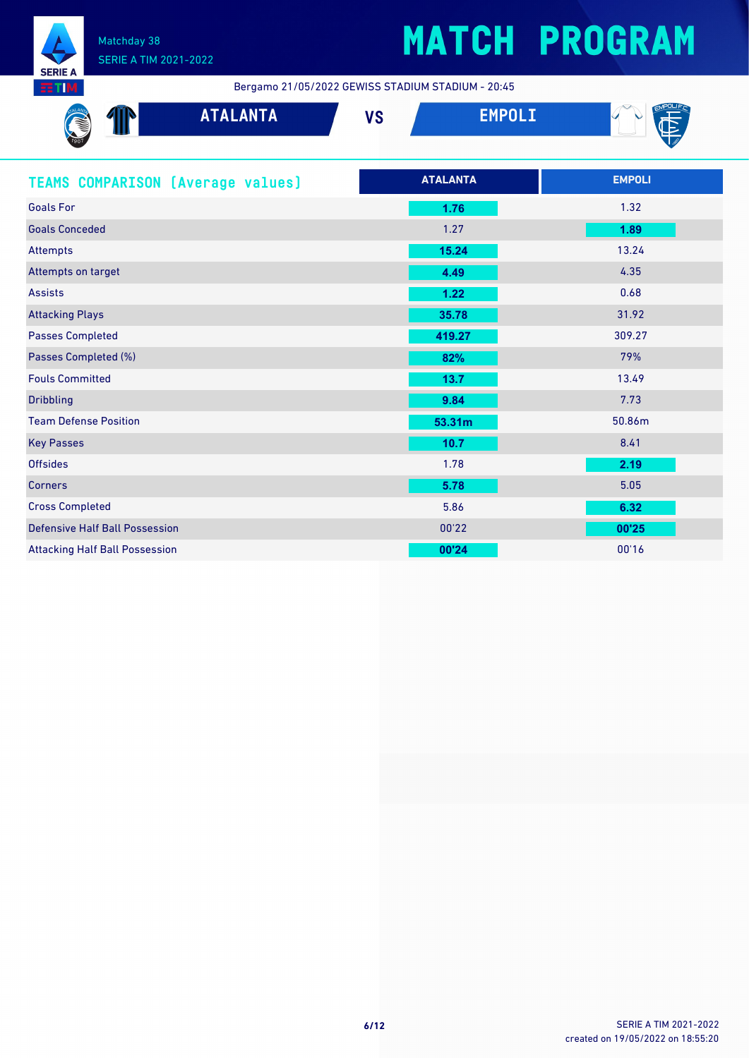# MATCH PROGRAM

Matchday 38
SERIE A TIM 2021-2022

Bergamo 21/05/2022 GEWISS STADIUM STADIUM - 20:45

**ATALANTA** VS **EMPOLI**

## TEAMS COMPARISON (Average values)

| | ATALANTA | EMPOLI |
|---|---|---|
| Goals For | **1.76** | 1.32 |
| Goals Conceded | 1.27 | **1.89** |
| Attempts | **15.24** | 13.24 |
| Attempts on target | **4.49** | 4.35 |
| Assists | **1.22** | 0.68 |
| Attacking Plays | **35.78** | 31.92 |
| Passes Completed | **419.27** | 309.27 |
| Passes Completed (%) | **82%** | 79% |
| Fouls Committed | **13.7** | 13.49 |
| Dribbling | **9.84** | 7.73 |
| Team Defense Position | **53.31m** | 50.86m |
| Key Passes | **10.7** | 8.41 |
| Offsides | 1.78 | **2.19** |
| Corners | **5.78** | 5.05 |
| Cross Completed | 5.86 | **6.32** |
| Defensive Half Ball Possession | 00'22 | **00'25** |
| Attacking Half Ball Possession | **00'24** | 00'16 |

SERIE A TIM 2021-2022
created on 19/05/2022 on 18:55:20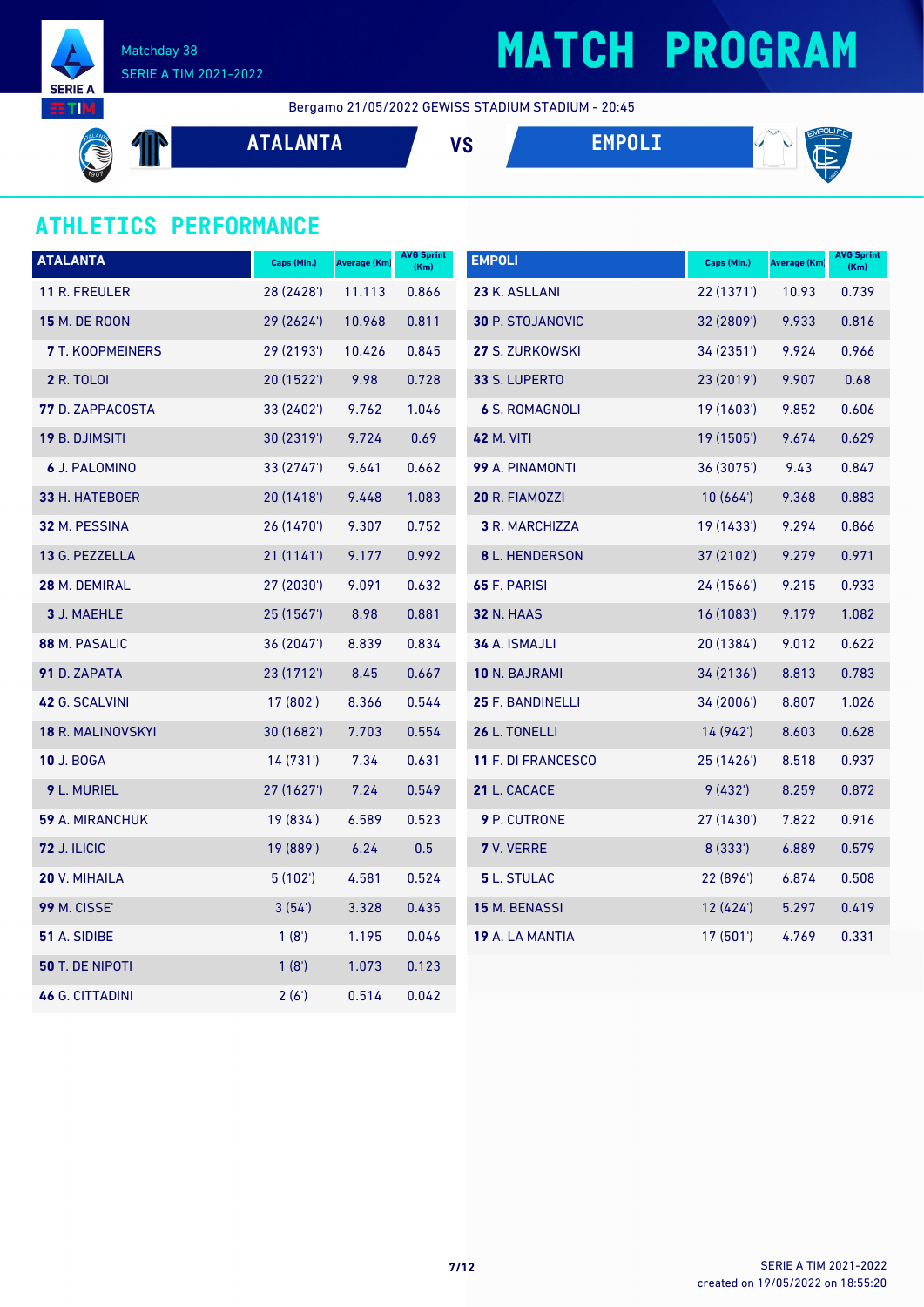# MATCH PROGRAM

Matchday 38
SERIE A TIM 2021-2022

Bergamo 21/05/2022 GEWISS STADIUM STADIUM - 20:45

**ATALANTA** VS **EMPOLI**

## ATHLETICS PERFORMANCE

| ATALANTA | Caps (Min.) | Average (Km) | AVG Sprint (Km) |
|---|---|---|---|
| **11** R. FREULER | 28 (2428') | 11.113 | 0.866 |
| **15** M. DE ROON | 29 (2624') | 10.968 | 0.811 |
| **7** T. KOOPMEINERS | 29 (2193') | 10.426 | 0.845 |
| **2** R. TOLOI | 20 (1522') | 9.98 | 0.728 |
| **77** D. ZAPPACOSTA | 33 (2402') | 9.762 | 1.046 |
| **19** B. DJIMSITI | 30 (2319') | 9.724 | 0.69 |
| **6** J. PALOMINO | 33 (2747') | 9.641 | 0.662 |
| **33** H. HATEBOER | 20 (1418') | 9.448 | 1.083 |
| **32** M. PESSINA | 26 (1470') | 9.307 | 0.752 |
| **13** G. PEZZELLA | 21 (1141') | 9.177 | 0.992 |
| **28** M. DEMIRAL | 27 (2030') | 9.091 | 0.632 |
| **3** J. MAEHLE | 25 (1567') | 8.98 | 0.881 |
| **88** M. PASALIC | 36 (2047') | 8.839 | 0.834 |
| **91** D. ZAPATA | 23 (1712') | 8.45 | 0.667 |
| **42** G. SCALVINI | 17 (802') | 8.366 | 0.544 |
| **18** R. MALINOVSKYI | 30 (1682') | 7.703 | 0.554 |
| **10** J. BOGA | 14 (731') | 7.34 | 0.631 |
| **9** L. MURIEL | 27 (1627') | 7.24 | 0.549 |
| **59** A. MIRANCHUK | 19 (834') | 6.589 | 0.523 |
| **72** J. ILICIC | 19 (889') | 6.24 | 0.5 |
| **20** V. MIHAILA | 5 (102') | 4.581 | 0.524 |
| **99** M. CISSE' | 3 (54') | 3.328 | 0.435 |
| **51** A. SIDIBE | 1 (8') | 1.195 | 0.046 |
| **50** T. DE NIPOTI | 1 (8') | 1.073 | 0.123 |
| **46** G. CITTADINI | 2 (6') | 0.514 | 0.042 |

| EMPOLI | Caps (Min.) | Average (Km) | AVG Sprint (Km) |
|---|---|---|---|
| **23** K. ASLLANI | 22 (1371') | 10.93 | 0.739 |
| **30** P. STOJANOVIC | 32 (2809') | 9.933 | 0.816 |
| **27** S. ZURKOWSKI | 34 (2351') | 9.924 | 0.966 |
| **33** S. LUPERTO | 23 (2019') | 9.907 | 0.68 |
| **6** S. ROMAGNOLI | 19 (1603') | 9.852 | 0.606 |
| **42** M. VITI | 19 (1505') | 9.674 | 0.629 |
| **99** A. PINAMONTI | 36 (3075') | 9.43 | 0.847 |
| **20** R. FIAMOZZI | 10 (664') | 9.368 | 0.883 |
| **3** R. MARCHIZZA | 19 (1433') | 9.294 | 0.866 |
| **8** L. HENDERSON | 37 (2102') | 9.279 | 0.971 |
| **65** F. PARISI | 24 (1566') | 9.215 | 0.933 |
| **32** N. HAAS | 16 (1083') | 9.179 | 1.082 |
| **34** A. ISMAJLI | 20 (1384') | 9.012 | 0.622 |
| **10** N. BAJRAMI | 34 (2136') | 8.813 | 0.783 |
| **25** F. BANDINELLI | 34 (2006') | 8.807 | 1.026 |
| **26** L. TONELLI | 14 (942') | 8.603 | 0.628 |
| **11** F. DI FRANCESCO | 25 (1426') | 8.518 | 0.937 |
| **21** L. CACACE | 9 (432') | 8.259 | 0.872 |
| **9** P. CUTRONE | 27 (1430') | 7.822 | 0.916 |
| **7** V. VERRE | 8 (333') | 6.889 | 0.579 |
| **5** L. STULAC | 22 (896') | 6.874 | 0.508 |
| **15** M. BENASSI | 12 (424') | 5.297 | 0.419 |
| **19** A. LA MANTIA | 17 (501') | 4.769 | 0.331 |

SERIE A TIM 2021-2022
created on 19/05/2022 on 18:55:20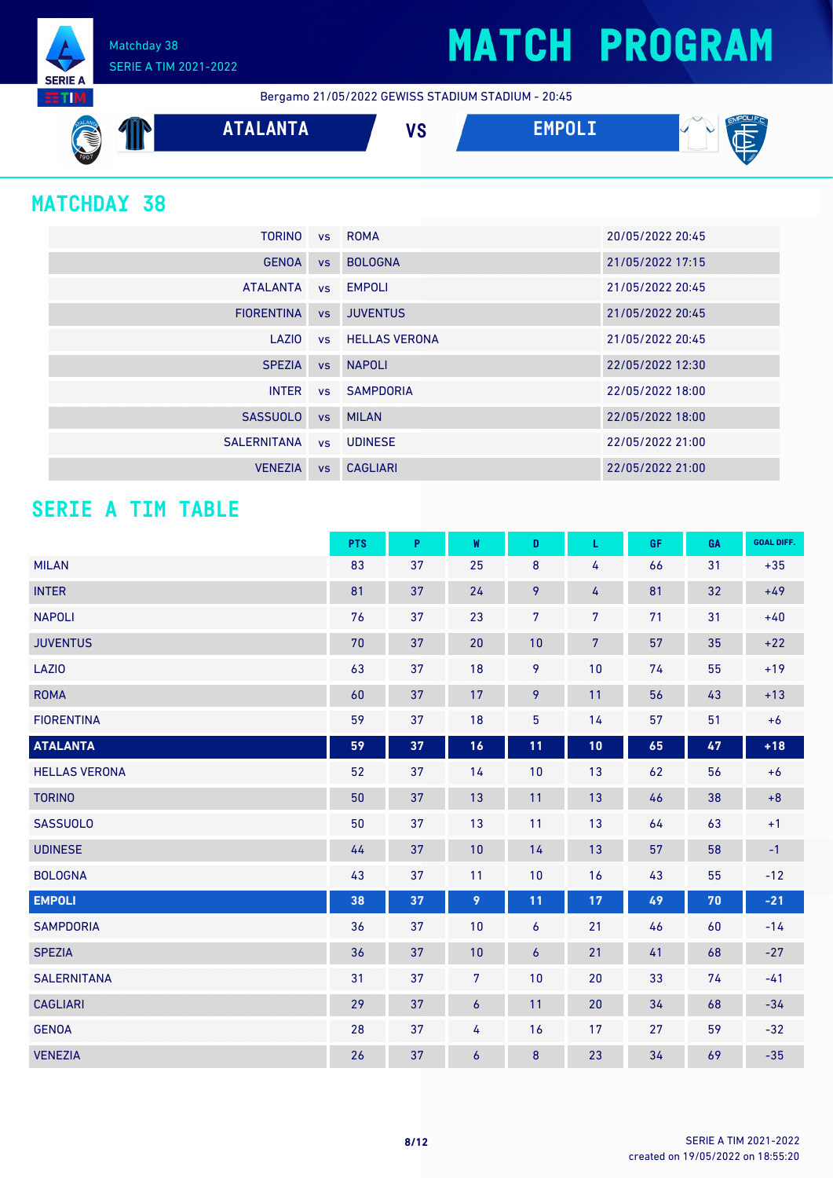Matchday 38
SERIE A TIM 2021-2022

# MATCH PROGRAM

Bergamo 21/05/2022 GEWISS STADIUM STADIUM - 20:45

**ATALANTA** VS **EMPOLI**

## MATCHDAY 38

| | | | |
|---|---|---|---|
| TORINO | vs | ROMA | 20/05/2022 20:45 |
| GENOA | vs | BOLOGNA | 21/05/2022 17:15 |
| ATALANTA | vs | EMPOLI | 21/05/2022 20:45 |
| FIORENTINA | vs | JUVENTUS | 21/05/2022 20:45 |
| LAZIO | vs | HELLAS VERONA | 21/05/2022 20:45 |
| SPEZIA | vs | NAPOLI | 22/05/2022 12:30 |
| INTER | vs | SAMPDORIA | 22/05/2022 18:00 |
| SASSUOLO | vs | MILAN | 22/05/2022 18:00 |
| SALERNITANA | vs | UDINESE | 22/05/2022 21:00 |
| VENEZIA | vs | CAGLIARI | 22/05/2022 21:00 |

## SERIE A TIM TABLE

| | PTS | P | W | D | L | GF | GA | GOAL DIFF. |
|---|---|---|---|---|---|---|---|---|
| MILAN | 83 | 37 | 25 | 8 | 4 | 66 | 31 | +35 |
| INTER | 81 | 37 | 24 | 9 | 4 | 81 | 32 | +49 |
| NAPOLI | 76 | 37 | 23 | 7 | 7 | 71 | 31 | +40 |
| JUVENTUS | 70 | 37 | 20 | 10 | 7 | 57 | 35 | +22 |
| LAZIO | 63 | 37 | 18 | 9 | 10 | 74 | 55 | +19 |
| ROMA | 60 | 37 | 17 | 9 | 11 | 56 | 43 | +13 |
| FIORENTINA | 59 | 37 | 18 | 5 | 14 | 57 | 51 | +6 |
| **ATALANTA** | **59** | **37** | **16** | **11** | **10** | **65** | **47** | **+18** |
| HELLAS VERONA | 52 | 37 | 14 | 10 | 13 | 62 | 56 | +6 |
| TORINO | 50 | 37 | 13 | 11 | 13 | 46 | 38 | +8 |
| SASSUOLO | 50 | 37 | 13 | 11 | 13 | 64 | 63 | +1 |
| UDINESE | 44 | 37 | 10 | 14 | 13 | 57 | 58 | -1 |
| BOLOGNA | 43 | 37 | 11 | 10 | 16 | 43 | 55 | -12 |
| **EMPOLI** | **38** | **37** | **9** | **11** | **17** | **49** | **70** | **-21** |
| SAMPDORIA | 36 | 37 | 10 | 6 | 21 | 46 | 60 | -14 |
| SPEZIA | 36 | 37 | 10 | 6 | 21 | 41 | 68 | -27 |
| SALERNITANA | 31 | 37 | 7 | 10 | 20 | 33 | 74 | -41 |
| CAGLIARI | 29 | 37 | 6 | 11 | 20 | 34 | 68 | -34 |
| GENOA | 28 | 37 | 4 | 16 | 17 | 27 | 59 | -32 |
| VENEZIA | 26 | 37 | 6 | 8 | 23 | 34 | 69 | -35 |

SERIE A TIM 2021-2022
created on 19/05/2022 on 18:55:20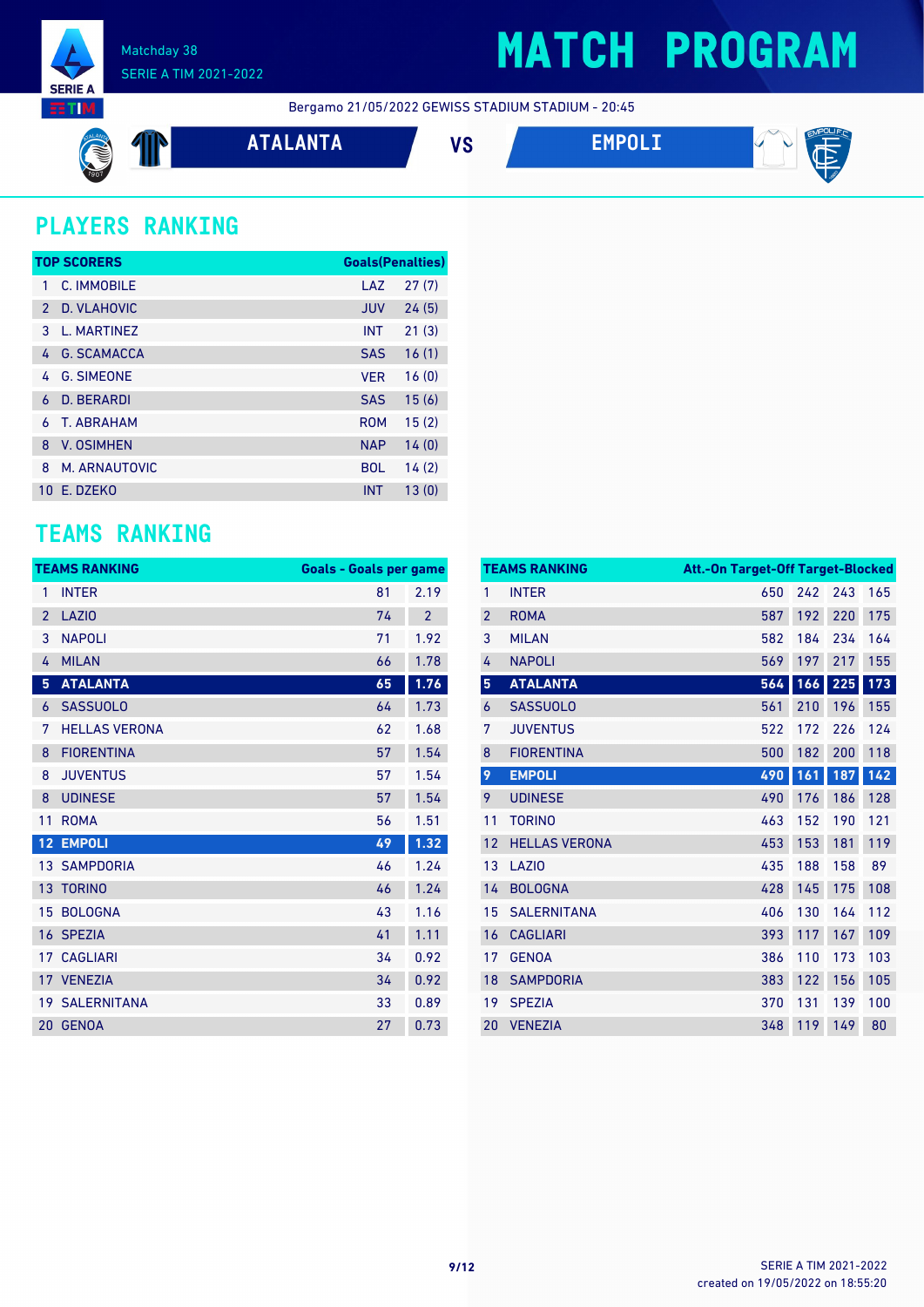# MATCH PROGRAM

Matchday 38
SERIE A TIM 2021-2022

Bergamo 21/05/2022 GEWISS STADIUM STADIUM - 20:45

**ATALANTA** VS **EMPOLI**

## PLAYERS RANKING

| TOP SCORERS | | | Goals(Penalties) |
|---|---|---|---|
| 1 | C. IMMOBILE | LAZ | 27 (7) |
| 2 | D. VLAHOVIC | JUV | 24 (5) |
| 3 | L. MARTINEZ | INT | 21 (3) |
| 4 | G. SCAMACCA | SAS | 16 (1) |
| 4 | G. SIMEONE | VER | 16 (0) |
| 6 | D. BERARDI | SAS | 15 (6) |
| 6 | T. ABRAHAM | ROM | 15 (2) |
| 8 | V. OSIMHEN | NAP | 14 (0) |
| 8 | M. ARNAUTOVIC | BOL | 14 (2) |
| 10 | E. DZEKO | INT | 13 (0) |

## TEAMS RANKING

| TEAMS RANKING | | Goals | Goals per game |
|---|---|---|---|
| 1 | INTER | 81 | 2.19 |
| 2 | LAZIO | 74 | 2 |
| 3 | NAPOLI | 71 | 1.92 |
| 4 | MILAN | 66 | 1.78 |
| 5 | **ATALANTA** | **65** | **1.76** |
| 6 | SASSUOLO | 64 | 1.73 |
| 7 | HELLAS VERONA | 62 | 1.68 |
| 8 | FIORENTINA | 57 | 1.54 |
| 8 | JUVENTUS | 57 | 1.54 |
| 8 | UDINESE | 57 | 1.54 |
| 11 | ROMA | 56 | 1.51 |
| 12 | **EMPOLI** | **49** | **1.32** |
| 13 | SAMPDORIA | 46 | 1.24 |
| 13 | TORINO | 46 | 1.24 |
| 15 | BOLOGNA | 43 | 1.16 |
| 16 | SPEZIA | 41 | 1.11 |
| 17 | CAGLIARI | 34 | 0.92 |
| 17 | VENEZIA | 34 | 0.92 |
| 19 | SALERNITANA | 33 | 0.89 |
| 20 | GENOA | 27 | 0.73 |

| TEAMS RANKING | | Att. | On Target | Off Target | Blocked |
|---|---|---|---|---|---|
| 1 | INTER | 650 | 242 | 243 | 165 |
| 2 | ROMA | 587 | 192 | 220 | 175 |
| 3 | MILAN | 582 | 184 | 234 | 164 |
| 4 | NAPOLI | 569 | 197 | 217 | 155 |
| 5 | **ATALANTA** | **564** | **166** | **225** | **173** |
| 6 | SASSUOLO | 561 | 210 | 196 | 155 |
| 7 | JUVENTUS | 522 | 172 | 226 | 124 |
| 8 | FIORENTINA | 500 | 182 | 200 | 118 |
| 9 | **EMPOLI** | **490** | **161** | **187** | **142** |
| 9 | UDINESE | 490 | 176 | 186 | 128 |
| 11 | TORINO | 463 | 152 | 190 | 121 |
| 12 | HELLAS VERONA | 453 | 153 | 181 | 119 |
| 13 | LAZIO | 435 | 188 | 158 | 89 |
| 14 | BOLOGNA | 428 | 145 | 175 | 108 |
| 15 | SALERNITANA | 406 | 130 | 164 | 112 |
| 16 | CAGLIARI | 393 | 117 | 167 | 109 |
| 17 | GENOA | 386 | 110 | 173 | 103 |
| 18 | SAMPDORIA | 383 | 122 | 156 | 105 |
| 19 | SPEZIA | 370 | 131 | 139 | 100 |
| 20 | VENEZIA | 348 | 119 | 149 | 80 |

SERIE A TIM 2021-2022
created on 19/05/2022 on 18:55:20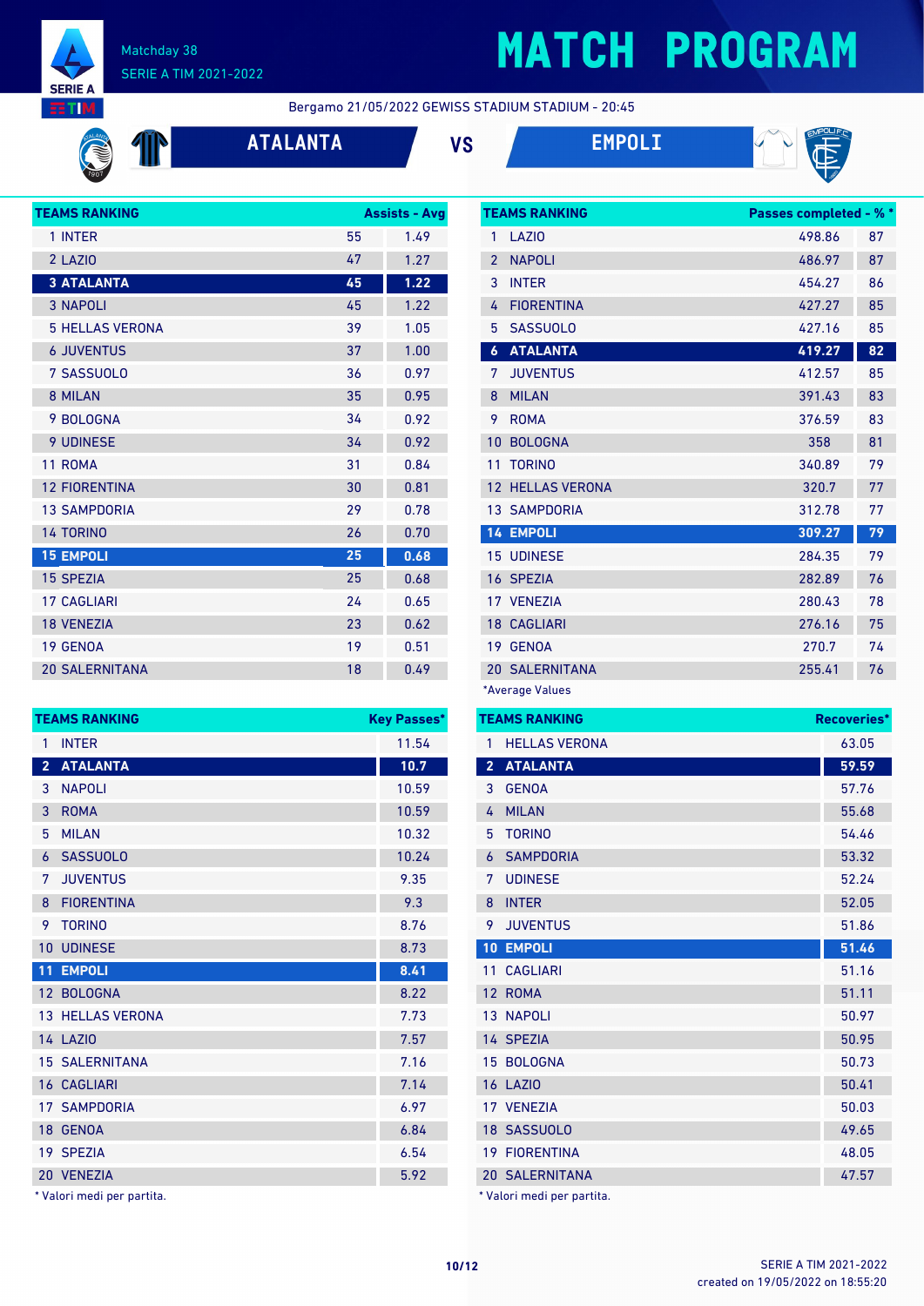# MATCH PROGRAM

Matchday 38
SERIE A TIM 2021-2022

Bergamo 21/05/2022 GEWISS STADIUM STADIUM - 20:45

**ATALANTA** VS **EMPOLI**

| TEAMS RANKING | Assists | Avg |
|---|---|---|
| 1 INTER | 55 | 1.49 |
| 2 LAZIO | 47 | 1.27 |
| **3 ATALANTA** | **45** | **1.22** |
| 3 NAPOLI | 45 | 1.22 |
| 5 HELLAS VERONA | 39 | 1.05 |
| 6 JUVENTUS | 37 | 1.00 |
| 7 SASSUOLO | 36 | 0.97 |
| 8 MILAN | 35 | 0.95 |
| 9 BOLOGNA | 34 | 0.92 |
| 9 UDINESE | 34 | 0.92 |
| 11 ROMA | 31 | 0.84 |
| 12 FIORENTINA | 30 | 0.81 |
| 13 SAMPDORIA | 29 | 0.78 |
| 14 TORINO | 26 | 0.70 |
| **15 EMPOLI** | **25** | **0.68** |
| 15 SPEZIA | 25 | 0.68 |
| 17 CAGLIARI | 24 | 0.65 |
| 18 VENEZIA | 23 | 0.62 |
| 19 GENOA | 19 | 0.51 |
| 20 SALERNITANA | 18 | 0.49 |

| TEAMS RANKING | Passes completed* | %* |
|---|---|---|
| 1 LAZIO | 498.86 | 87 |
| 2 NAPOLI | 486.97 | 87 |
| 3 INTER | 454.27 | 86 |
| 4 FIORENTINA | 427.27 | 85 |
| 5 SASSUOLO | 427.16 | 85 |
| **6 ATALANTA** | **419.27** | **82** |
| 7 JUVENTUS | 412.57 | 85 |
| 8 MILAN | 391.43 | 83 |
| 9 ROMA | 376.59 | 83 |
| 10 BOLOGNA | 358 | 81 |
| 11 TORINO | 340.89 | 79 |
| 12 HELLAS VERONA | 320.7 | 77 |
| 13 SAMPDORIA | 312.78 | 77 |
| **14 EMPOLI** | **309.27** | **79** |
| 15 UDINESE | 284.35 | 79 |
| 16 SPEZIA | 282.89 | 76 |
| 17 VENEZIA | 280.43 | 78 |
| 18 CAGLIARI | 276.16 | 75 |
| 19 GENOA | 270.7 | 74 |
| 20 SALERNITANA | 255.41 | 76 |

*Average Values

| TEAMS RANKING | Key Passes* |
|---|---|
| 1 INTER | 11.54 |
| **2 ATALANTA** | **10.7** |
| 3 NAPOLI | 10.59 |
| 3 ROMA | 10.59 |
| 5 MILAN | 10.32 |
| 6 SASSUOLO | 10.24 |
| 7 JUVENTUS | 9.35 |
| 8 FIORENTINA | 9.3 |
| 9 TORINO | 8.76 |
| 10 UDINESE | 8.73 |
| **11 EMPOLI** | **8.41** |
| 12 BOLOGNA | 8.22 |
| 13 HELLAS VERONA | 7.73 |
| 14 LAZIO | 7.57 |
| 15 SALERNITANA | 7.16 |
| 16 CAGLIARI | 7.14 |
| 17 SAMPDORIA | 6.97 |
| 18 GENOA | 6.84 |
| 19 SPEZIA | 6.54 |
| 20 VENEZIA | 5.92 |

* Valori medi per partita.

| TEAMS RANKING | Recoveries* |
|---|---|
| 1 HELLAS VERONA | 63.05 |
| **2 ATALANTA** | **59.59** |
| 3 GENOA | 57.76 |
| 4 MILAN | 55.68 |
| 5 TORINO | 54.46 |
| 6 SAMPDORIA | 53.32 |
| 7 UDINESE | 52.24 |
| 8 INTER | 52.05 |
| 9 JUVENTUS | 51.86 |
| **10 EMPOLI** | **51.46** |
| 11 CAGLIARI | 51.16 |
| 12 ROMA | 51.11 |
| 13 NAPOLI | 50.97 |
| 14 SPEZIA | 50.95 |
| 15 BOLOGNA | 50.73 |
| 16 LAZIO | 50.41 |
| 17 VENEZIA | 50.03 |
| 18 SASSUOLO | 49.65 |
| 19 FIORENTINA | 48.05 |
| 20 SALERNITANA | 47.57 |

* Valori medi per partita.

SERIE A TIM 2021-2022
created on 19/05/2022 on 18:55:20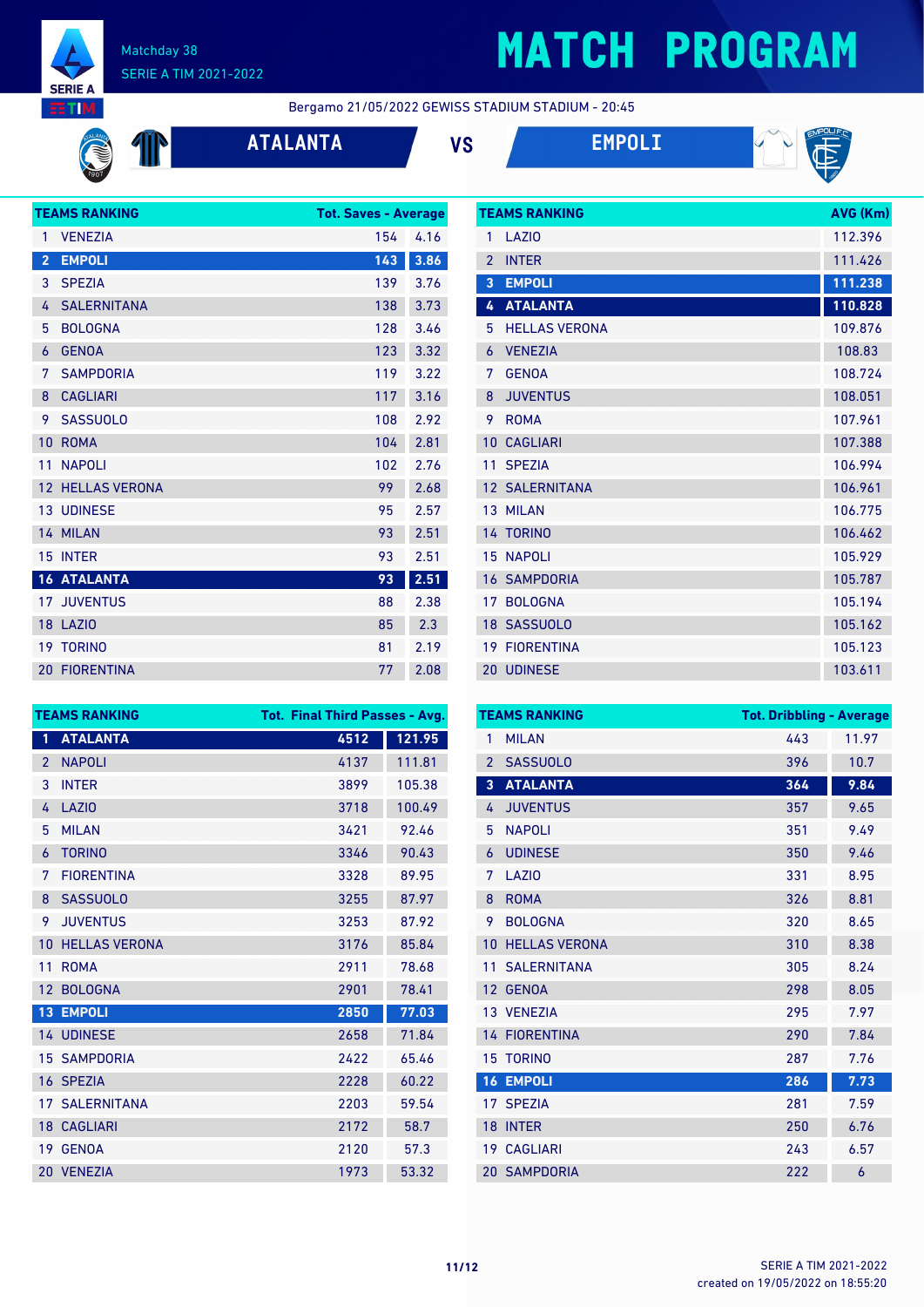# MATCH PROGRAM

Matchday 38
SERIE A TIM 2021-2022

Bergamo 21/05/2022 GEWISS STADIUM STADIUM - 20:45

**ATALANTA** VS **EMPOLI**

| TEAMS RANKING | Tot. Saves | Average |
|---|---|---|
| 1 VENEZIA | 154 | 4.16 |
| 2 EMPOLI | 143 | 3.86 |
| 3 SPEZIA | 139 | 3.76 |
| 4 SALERNITANA | 138 | 3.73 |
| 5 BOLOGNA | 128 | 3.46 |
| 6 GENOA | 123 | 3.32 |
| 7 SAMPDORIA | 119 | 3.22 |
| 8 CAGLIARI | 117 | 3.16 |
| 9 SASSUOLO | 108 | 2.92 |
| 10 ROMA | 104 | 2.81 |
| 11 NAPOLI | 102 | 2.76 |
| 12 HELLAS VERONA | 99 | 2.68 |
| 13 UDINESE | 95 | 2.57 |
| 14 MILAN | 93 | 2.51 |
| 15 INTER | 93 | 2.51 |
| 16 ATALANTA | 93 | 2.51 |
| 17 JUVENTUS | 88 | 2.38 |
| 18 LAZIO | 85 | 2.3 |
| 19 TORINO | 81 | 2.19 |
| 20 FIORENTINA | 77 | 2.08 |

| TEAMS RANKING | AVG (Km) |
|---|---|
| 1 LAZIO | 112.396 |
| 2 INTER | 111.426 |
| 3 EMPOLI | 111.238 |
| 4 ATALANTA | 110.828 |
| 5 HELLAS VERONA | 109.876 |
| 6 VENEZIA | 108.83 |
| 7 GENOA | 108.724 |
| 8 JUVENTUS | 108.051 |
| 9 ROMA | 107.961 |
| 10 CAGLIARI | 107.388 |
| 11 SPEZIA | 106.994 |
| 12 SALERNITANA | 106.961 |
| 13 MILAN | 106.775 |
| 14 TORINO | 106.462 |
| 15 NAPOLI | 105.929 |
| 16 SAMPDORIA | 105.787 |
| 17 BOLOGNA | 105.194 |
| 18 SASSUOLO | 105.162 |
| 19 FIORENTINA | 105.123 |
| 20 UDINESE | 103.611 |

| TEAMS RANKING | Tot. Final Third Passes | Avg. |
|---|---|---|
| 1 ATALANTA | 4512 | 121.95 |
| 2 NAPOLI | 4137 | 111.81 |
| 3 INTER | 3899 | 105.38 |
| 4 LAZIO | 3718 | 100.49 |
| 5 MILAN | 3421 | 92.46 |
| 6 TORINO | 3346 | 90.43 |
| 7 FIORENTINA | 3328 | 89.95 |
| 8 SASSUOLO | 3255 | 87.97 |
| 9 JUVENTUS | 3253 | 87.92 |
| 10 HELLAS VERONA | 3176 | 85.84 |
| 11 ROMA | 2911 | 78.68 |
| 12 BOLOGNA | 2901 | 78.41 |
| 13 EMPOLI | 2850 | 77.03 |
| 14 UDINESE | 2658 | 71.84 |
| 15 SAMPDORIA | 2422 | 65.46 |
| 16 SPEZIA | 2228 | 60.22 |
| 17 SALERNITANA | 2203 | 59.54 |
| 18 CAGLIARI | 2172 | 58.7 |
| 19 GENOA | 2120 | 57.3 |
| 20 VENEZIA | 1973 | 53.32 |

| TEAMS RANKING | Tot. Dribbling | Average |
|---|---|---|
| 1 MILAN | 443 | 11.97 |
| 2 SASSUOLO | 396 | 10.7 |
| 3 ATALANTA | 364 | 9.84 |
| 4 JUVENTUS | 357 | 9.65 |
| 5 NAPOLI | 351 | 9.49 |
| 6 UDINESE | 350 | 9.46 |
| 7 LAZIO | 331 | 8.95 |
| 8 ROMA | 326 | 8.81 |
| 9 BOLOGNA | 320 | 8.65 |
| 10 HELLAS VERONA | 310 | 8.38 |
| 11 SALERNITANA | 305 | 8.24 |
| 12 GENOA | 298 | 8.05 |
| 13 VENEZIA | 295 | 7.97 |
| 14 FIORENTINA | 290 | 7.84 |
| 15 TORINO | 287 | 7.76 |
| 16 EMPOLI | 286 | 7.73 |
| 17 SPEZIA | 281 | 7.59 |
| 18 INTER | 250 | 6.76 |
| 19 CAGLIARI | 243 | 6.57 |
| 20 SAMPDORIA | 222 | 6 |

SERIE A TIM 2021-2022
created on 19/05/2022 on 18:55:20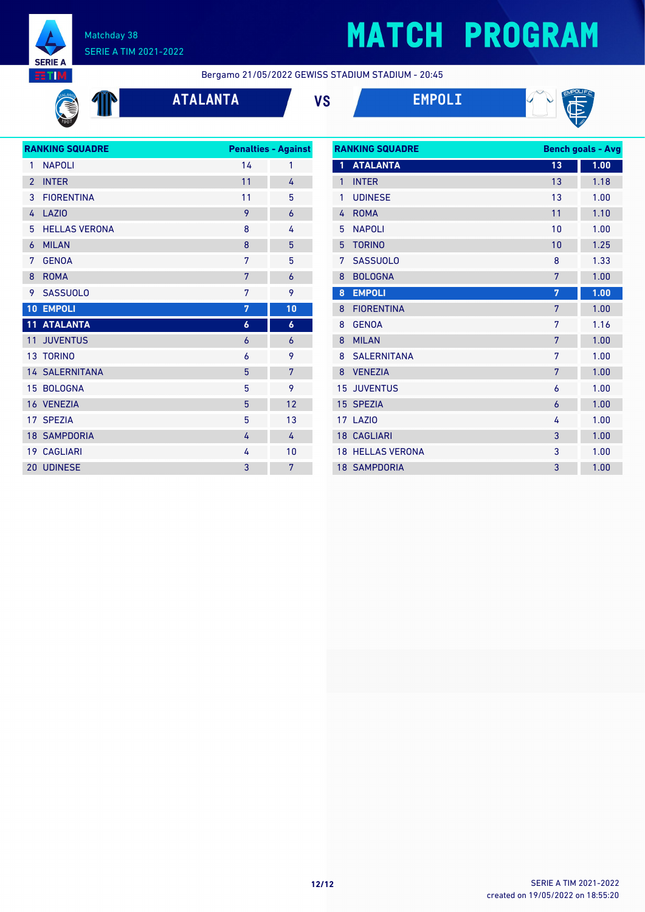# MATCH PROGRAM

Matchday 38
SERIE A TIM 2021-2022

Bergamo 21/05/2022 GEWISS STADIUM STADIUM - 20:45

## ATALANTA VS EMPOLI

| RANKING SQUADRE | | Penalties | Against |
|---|---|---|---|
| 1 | NAPOLI | 14 | 1 |
| 2 | INTER | 11 | 4 |
| 3 | FIORENTINA | 11 | 5 |
| 4 | LAZIO | 9 | 6 |
| 5 | HELLAS VERONA | 8 | 4 |
| 6 | MILAN | 8 | 5 |
| 7 | GENOA | 7 | 5 |
| 8 | ROMA | 7 | 6 |
| 9 | SASSUOLO | 7 | 9 |
| 10 | EMPOLI | 7 | 10 |
| 11 | ATALANTA | 6 | 6 |
| 11 | JUVENTUS | 6 | 6 |
| 13 | TORINO | 6 | 9 |
| 14 | SALERNITANA | 5 | 7 |
| 15 | BOLOGNA | 5 | 9 |
| 16 | VENEZIA | 5 | 12 |
| 17 | SPEZIA | 5 | 13 |
| 18 | SAMPDORIA | 4 | 4 |
| 19 | CAGLIARI | 4 | 10 |
| 20 | UDINESE | 3 | 7 |

| RANKING SQUADRE | | Bench goals | Avg |
|---|---|---|---|
| 1 | ATALANTA | 13 | 1.00 |
| 1 | INTER | 13 | 1.18 |
| 1 | UDINESE | 13 | 1.00 |
| 4 | ROMA | 11 | 1.10 |
| 5 | NAPOLI | 10 | 1.00 |
| 5 | TORINO | 10 | 1.25 |
| 7 | SASSUOLO | 8 | 1.33 |
| 8 | BOLOGNA | 7 | 1.00 |
| 8 | EMPOLI | 7 | 1.00 |
| 8 | FIORENTINA | 7 | 1.00 |
| 8 | GENOA | 7 | 1.16 |
| 8 | MILAN | 7 | 1.00 |
| 8 | SALERNITANA | 7 | 1.00 |
| 8 | VENEZIA | 7 | 1.00 |
| 15 | JUVENTUS | 6 | 1.00 |
| 15 | SPEZIA | 6 | 1.00 |
| 17 | LAZIO | 4 | 1.00 |
| 18 | CAGLIARI | 3 | 1.00 |
| 18 | HELLAS VERONA | 3 | 1.00 |
| 18 | SAMPDORIA | 3 | 1.00 |

SERIE A TIM 2021-2022
created on 19/05/2022 on 18:55:20